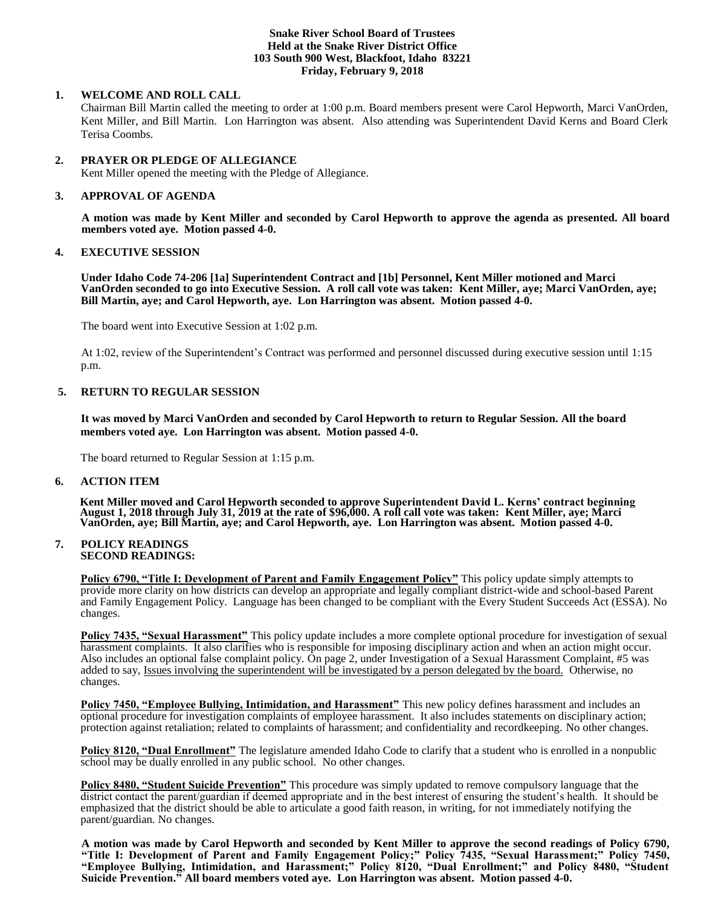**Snake River School Board of Trustees**
**Held at the Snake River District Office**
**103 South 900 West, Blackfoot, Idaho 83221**
**Friday, February 9, 2018**

## 1. WELCOME AND ROLL CALL

Chairman Bill Martin called the meeting to order at 1:00 p.m. Board members present were Carol Hepworth, Marci VanOrden, Kent Miller, and Bill Martin. Lon Harrington was absent. Also attending was Superintendent David Kerns and Board Clerk Terisa Coombs.

## 2. PRAYER OR PLEDGE OF ALLEGIANCE

Kent Miller opened the meeting with the Pledge of Allegiance.

## 3. APPROVAL OF AGENDA

**A motion was made by Kent Miller and seconded by Carol Hepworth to approve the agenda as presented. All board members voted aye. Motion passed 4-0.**

## 4. EXECUTIVE SESSION

**Under Idaho Code 74-206 [1a] Superintendent Contract and [1b] Personnel, Kent Miller motioned and Marci VanOrden seconded to go into Executive Session. A roll call vote was taken: Kent Miller, aye; Marci VanOrden, aye; Bill Martin, aye; and Carol Hepworth, aye. Lon Harrington was absent. Motion passed 4-0.**

The board went into Executive Session at 1:02 p.m.

At 1:02, review of the Superintendent's Contract was performed and personnel discussed during executive session until 1:15 p.m.

## 5. RETURN TO REGULAR SESSION

**It was moved by Marci VanOrden and seconded by Carol Hepworth to return to Regular Session. All the board members voted aye. Lon Harrington was absent. Motion passed 4-0.**

The board returned to Regular Session at 1:15 p.m.

## 6. ACTION ITEM

**Kent Miller moved and Carol Hepworth seconded to approve Superintendent David L. Kerns' contract beginning August 1, 2018 through July 31, 2019 at the rate of $96,000. A roll call vote was taken: Kent Miller, aye; Marci VanOrden, aye; Bill Martin, aye; and Carol Hepworth, aye. Lon Harrington was absent. Motion passed 4-0.**

## 7. POLICY READINGS
**SECOND READINGS:**

**Policy 6790, "Title I: Development of Parent and Family Engagement Policy"** This policy update simply attempts to provide more clarity on how districts can develop an appropriate and legally compliant district-wide and school-based Parent and Family Engagement Policy. Language has been changed to be compliant with the Every Student Succeeds Act (ESSA). No changes.

**Policy 7435, "Sexual Harassment"** This policy update includes a more complete optional procedure for investigation of sexual harassment complaints. It also clarifies who is responsible for imposing disciplinary action and when an action might occur. Also includes an optional false complaint policy. On page 2, under Investigation of a Sexual Harassment Complaint, #5 was added to say, Issues involving the superintendent will be investigated by a person delegated by the board. Otherwise, no changes.

**Policy 7450, "Employee Bullying, Intimidation, and Harassment"** This new policy defines harassment and includes an optional procedure for investigation complaints of employee harassment. It also includes statements on disciplinary action; protection against retaliation; related to complaints of harassment; and confidentiality and recordkeeping. No other changes.

**Policy 8120, "Dual Enrollment"** The legislature amended Idaho Code to clarify that a student who is enrolled in a nonpublic school may be dually enrolled in any public school. No other changes.

**Policy 8480, "Student Suicide Prevention"** This procedure was simply updated to remove compulsory language that the district contact the parent/guardian if deemed appropriate and in the best interest of ensuring the student's health. It should be emphasized that the district should be able to articulate a good faith reason, in writing, for not immediately notifying the parent/guardian. No changes.

**A motion was made by Carol Hepworth and seconded by Kent Miller to approve the second readings of Policy 6790, "Title I: Development of Parent and Family Engagement Policy;" Policy 7435, "Sexual Harassment;" Policy 7450, "Employee Bullying, Intimidation, and Harassment;" Policy 8120, "Dual Enrollment;" and Policy 8480, "Student Suicide Prevention." All board members voted aye. Lon Harrington was absent. Motion passed 4-0.**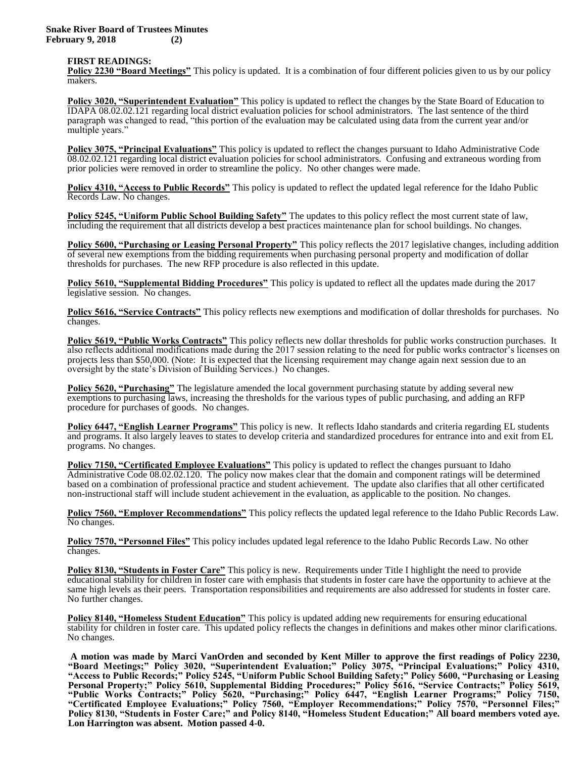**FIRST READINGS:**

**Policy 2230 "Board Meetings"** This policy is updated. It is a combination of four different policies given to us by our policy makers.

**Policy 3020, "Superintendent Evaluation"** This policy is updated to reflect the changes by the State Board of Education to IDAPA 08.02.02.121 regarding local district evaluation policies for school administrators. The last sentence of the third paragraph was changed to read, "this portion of the evaluation may be calculated using data from the current year and/or multiple years."

**Policy 3075, "Principal Evaluations"** This policy is updated to reflect the changes pursuant to Idaho Administrative Code 08.02.02.121 regarding local district evaluation policies for school administrators. Confusing and extraneous wording from prior policies were removed in order to streamline the policy. No other changes were made.

**Policy 4310, "Access to Public Records"** This policy is updated to reflect the updated legal reference for the Idaho Public Records Law. No changes.

**Policy 5245, "Uniform Public School Building Safety"** The updates to this policy reflect the most current state of law, including the requirement that all districts develop a best practices maintenance plan for school buildings. No changes.

**Policy 5600, "Purchasing or Leasing Personal Property"** This policy reflects the 2017 legislative changes, including addition of several new exemptions from the bidding requirements when purchasing personal property and modification of dollar thresholds for purchases. The new RFP procedure is also reflected in this update.

**Policy 5610, "Supplemental Bidding Procedures"** This policy is updated to reflect all the updates made during the 2017 legislative session. No changes.

**Policy 5616, "Service Contracts"** This policy reflects new exemptions and modification of dollar thresholds for purchases. No changes.

**Policy 5619, "Public Works Contracts"** This policy reflects new dollar thresholds for public works construction purchases. It also reflects additional modifications made during the 2017 session relating to the need for public works contractor's licenses on projects less than $50,000. (Note: It is expected that the licensing requirement may change again next session due to an oversight by the state's Division of Building Services.) No changes.

**Policy 5620, "Purchasing"** The legislature amended the local government purchasing statute by adding several new exemptions to purchasing laws, increasing the thresholds for the various types of public purchasing, and adding an RFP procedure for purchases of goods. No changes.

**Policy 6447, "English Learner Programs"** This policy is new. It reflects Idaho standards and criteria regarding EL students and programs. It also largely leaves to states to develop criteria and standardized procedures for entrance into and exit from EL programs. No changes.

**Policy 7150, "Certificated Employee Evaluations"** This policy is updated to reflect the changes pursuant to Idaho Administrative Code 08.02.02.120. The policy now makes clear that the domain and component ratings will be determined based on a combination of professional practice and student achievement. The update also clarifies that all other certificated non-instructional staff will include student achievement in the evaluation, as applicable to the position. No changes.

**Policy 7560, "Employer Recommendations"** This policy reflects the updated legal reference to the Idaho Public Records Law. No changes.

**Policy 7570, "Personnel Files"** This policy includes updated legal reference to the Idaho Public Records Law. No other changes.

**Policy 8130, "Students in Foster Care"** This policy is new. Requirements under Title I highlight the need to provide educational stability for children in foster care with emphasis that students in foster care have the opportunity to achieve at the same high levels as their peers. Transportation responsibilities and requirements are also addressed for students in foster care. No further changes.

**Policy 8140, "Homeless Student Education"** This policy is updated adding new requirements for ensuring educational stability for children in foster care. This updated policy reflects the changes in definitions and makes other minor clarifications. No changes.

**A motion was made by Marci VanOrden and seconded by Kent Miller to approve the first readings of Policy 2230, "Board Meetings;" Policy 3020, "Superintendent Evaluation;" Policy 3075, "Principal Evaluations;" Policy 4310, "Access to Public Records;" Policy 5245, "Uniform Public School Building Safety;" Policy 5600, "Purchasing or Leasing Personal Property;" Policy 5610, Supplemental Bidding Procedures;" Policy 5616, "Service Contracts;" Policy 5619, "Public Works Contracts;" Policy 5620, "Purchasing;" Policy 6447, "English Learner Programs;" Policy 7150, "Certificated Employee Evaluations;" Policy 7560, "Employer Recommendations;" Policy 7570, "Personnel Files;" Policy 8130, "Students in Foster Care;" and Policy 8140, "Homeless Student Education;" All board members voted aye. Lon Harrington was absent. Motion passed 4-0.**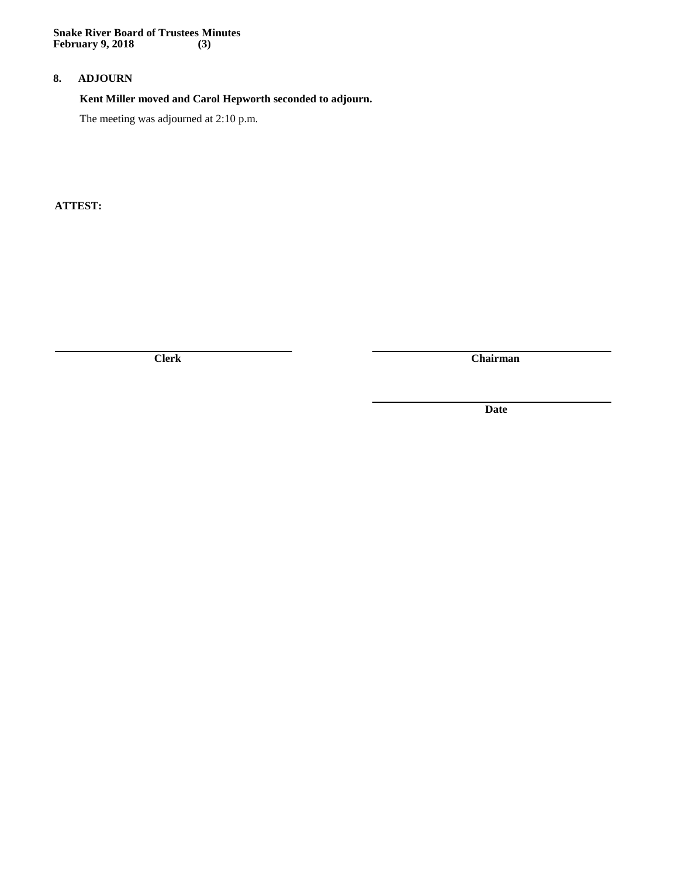## 8. ADJOURN

**Kent Miller moved and Carol Hepworth seconded to adjourn.**

The meeting was adjourned at 2:10 p.m.

**ATTEST:**

| | |
|---|---|
| ______________________________ | ______________________________ |
| **Clerk** | **Chairman** |
| | ______________________________ |
| | **Date** |